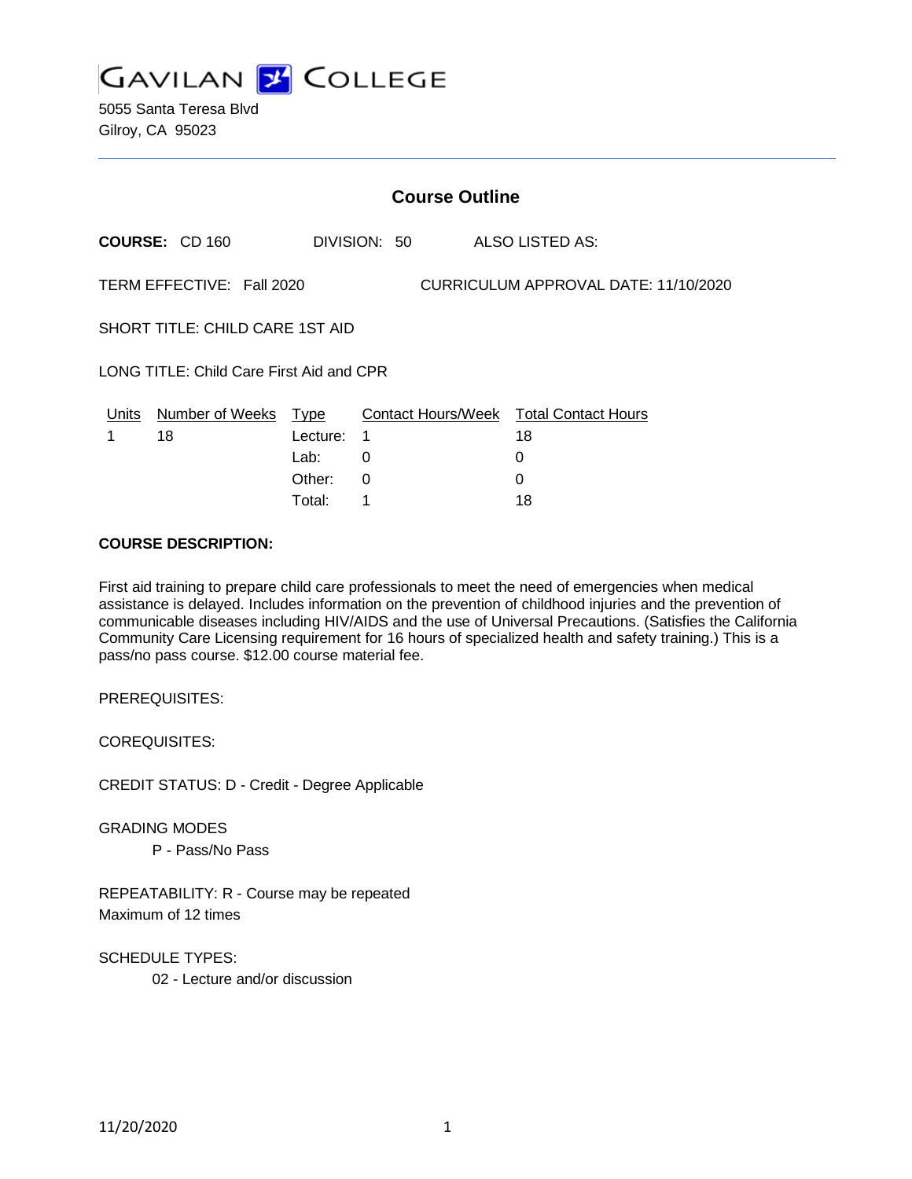# GAVILAN COLLEGE

5055 Santa Teresa Blvd
Gilroy, CA 95023

## Course Outline

**COURSE:** CD 160 DIVISION: 50 ALSO LISTED AS:

TERM EFFECTIVE: Fall 2020 CURRICULUM APPROVAL DATE: 11/10/2020

SHORT TITLE: CHILD CARE 1ST AID

LONG TITLE: Child Care First Aid and CPR

| Units | Number of Weeks | Type | Contact Hours/Week | Total Contact Hours |
|---|---|---|---|---|
| 1 | 18 | Lecture: | 1 | 18 |
| | | Lab: | 0 | 0 |
| | | Other: | 0 | 0 |
| | | Total: | 1 | 18 |

**COURSE DESCRIPTION:**

First aid training to prepare child care professionals to meet the need of emergencies when medical assistance is delayed. Includes information on the prevention of childhood injuries and the prevention of communicable diseases including HIV/AIDS and the use of Universal Precautions. (Satisfies the California Community Care Licensing requirement for 16 hours of specialized health and safety training.) This is a pass/no pass course. $12.00 course material fee.

PREREQUISITES:

COREQUISITES:

CREDIT STATUS: D - Credit - Degree Applicable

GRADING MODES

P - Pass/No Pass

REPEATABILITY: R - Course may be repeated
Maximum of 12 times

SCHEDULE TYPES:

02 - Lecture and/or discussion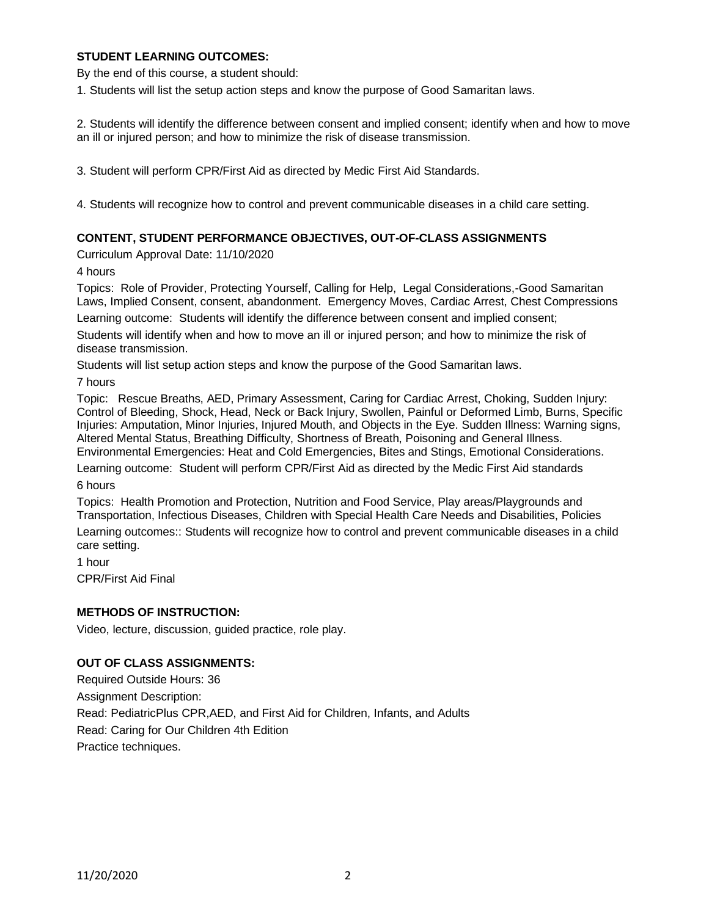## STUDENT LEARNING OUTCOMES:

By the end of this course, a student should:

1. Students will list the setup action steps and know the purpose of Good Samaritan laws.

2. Students will identify the difference between consent and implied consent; identify when and how to move an ill or injured person; and how to minimize the risk of disease transmission.

3. Student will perform CPR/First Aid as directed by Medic First Aid Standards.

4. Students will recognize how to control and prevent communicable diseases in a child care setting.

## CONTENT, STUDENT PERFORMANCE OBJECTIVES, OUT-OF-CLASS ASSIGNMENTS

Curriculum Approval Date: 11/10/2020

4 hours

Topics: Role of Provider, Protecting Yourself, Calling for Help, Legal Considerations,-Good Samaritan Laws, Implied Consent, consent, abandonment. Emergency Moves, Cardiac Arrest, Chest Compressions

Learning outcome: Students will identify the difference between consent and implied consent;

Students will identify when and how to move an ill or injured person; and how to minimize the risk of disease transmission.

Students will list setup action steps and know the purpose of the Good Samaritan laws.

7 hours

Topic: Rescue Breaths, AED, Primary Assessment, Caring for Cardiac Arrest, Choking, Sudden Injury: Control of Bleeding, Shock, Head, Neck or Back Injury, Swollen, Painful or Deformed Limb, Burns, Specific Injuries: Amputation, Minor Injuries, Injured Mouth, and Objects in the Eye. Sudden Illness: Warning signs, Altered Mental Status, Breathing Difficulty, Shortness of Breath, Poisoning and General Illness. Environmental Emergencies: Heat and Cold Emergencies, Bites and Stings, Emotional Considerations.

Learning outcome: Student will perform CPR/First Aid as directed by the Medic First Aid standards

6 hours

Topics: Health Promotion and Protection, Nutrition and Food Service, Play areas/Playgrounds and Transportation, Infectious Diseases, Children with Special Health Care Needs and Disabilities, Policies

Learning outcomes:: Students will recognize how to control and prevent communicable diseases in a child care setting.

1 hour

CPR/First Aid Final

## METHODS OF INSTRUCTION:

Video, lecture, discussion, guided practice, role play.

## OUT OF CLASS ASSIGNMENTS:

Required Outside Hours: 36

Assignment Description:

Read: PediatricPlus CPR,AED, and First Aid for Children, Infants, and Adults

Read: Caring for Our Children 4th Edition

Practice techniques.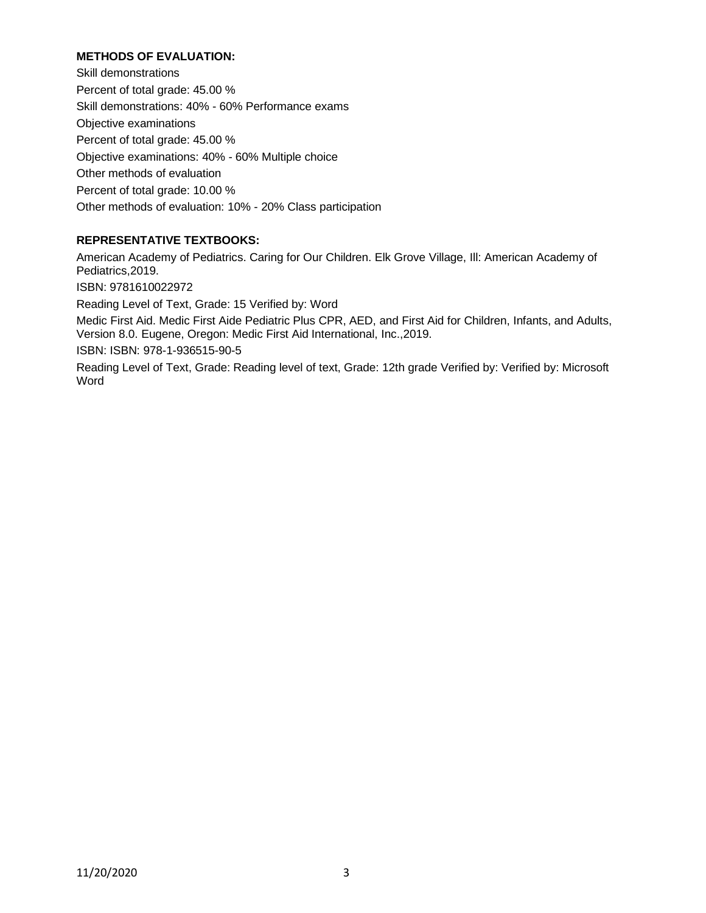**METHODS OF EVALUATION:**

Skill demonstrations

Percent of total grade: 45.00 %

Skill demonstrations: 40% - 60% Performance exams

Objective examinations

Percent of total grade: 45.00 %

Objective examinations: 40% - 60% Multiple choice

Other methods of evaluation

Percent of total grade: 10.00 %

Other methods of evaluation: 10% - 20% Class participation

**REPRESENTATIVE TEXTBOOKS:**

American Academy of Pediatrics. Caring for Our Children. Elk Grove Village, Ill: American Academy of Pediatrics,2019.

ISBN: 9781610022972

Reading Level of Text, Grade: 15 Verified by: Word

Medic First Aid. Medic First Aide Pediatric Plus CPR, AED, and First Aid for Children, Infants, and Adults, Version 8.0. Eugene, Oregon: Medic First Aid International, Inc.,2019.

ISBN: ISBN: 978-1-936515-90-5

Reading Level of Text, Grade: Reading level of text, Grade: 12th grade Verified by: Verified by: Microsoft Word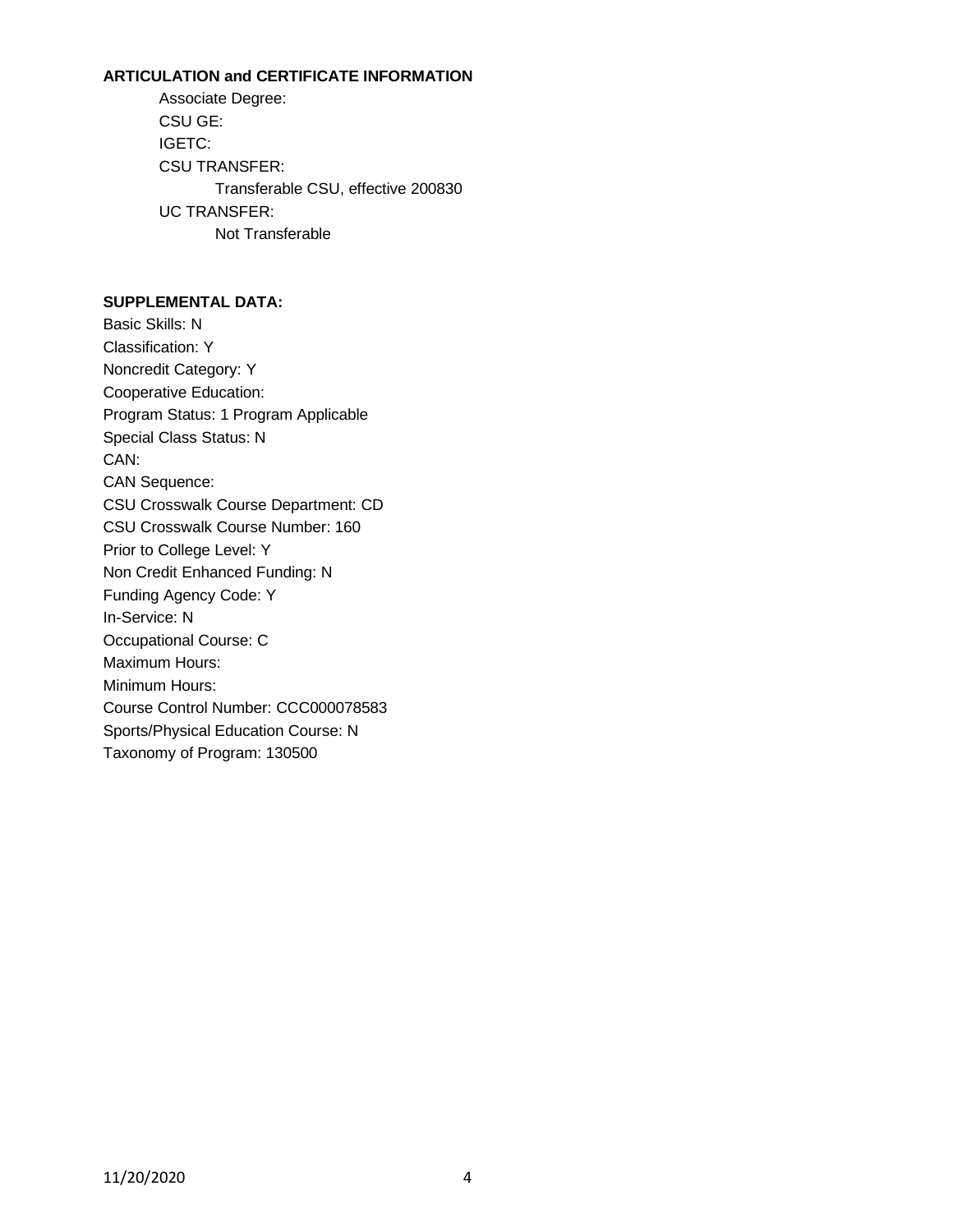**ARTICULATION and CERTIFICATE INFORMATION**

Associate Degree:

CSU GE:

IGETC:

CSU TRANSFER:

Transferable CSU, effective 200830

UC TRANSFER:

Not Transferable

**SUPPLEMENTAL DATA:**

Basic Skills: N

Classification: Y

Noncredit Category: Y

Cooperative Education:

Program Status: 1 Program Applicable

Special Class Status: N

CAN:

CAN Sequence:

CSU Crosswalk Course Department: CD

CSU Crosswalk Course Number: 160

Prior to College Level: Y

Non Credit Enhanced Funding: N

Funding Agency Code: Y

In-Service: N

Occupational Course: C

Maximum Hours:

Minimum Hours:

Course Control Number: CCC000078583

Sports/Physical Education Course: N

Taxonomy of Program: 130500

11/20/2020